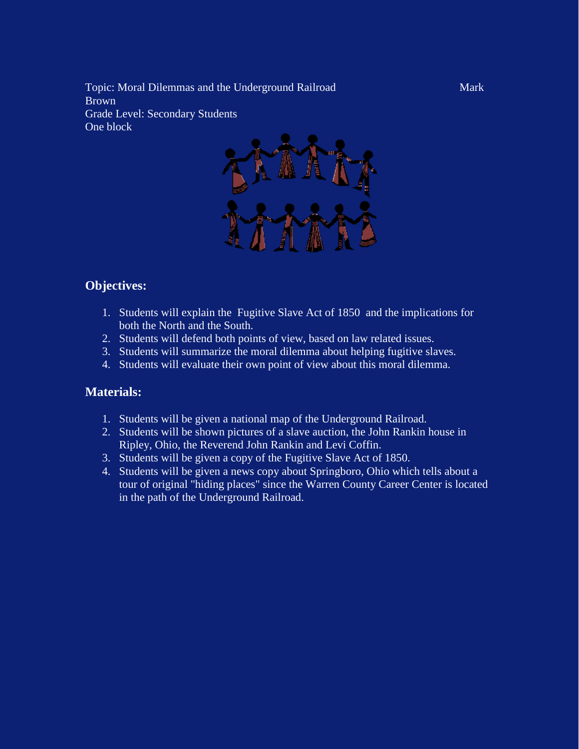Topic: Moral Dilemmas and the Underground Railroad Mark Brown
Grade Level: Secondary Students
One block

## Objectives:

1. Students will explain the Fugitive Slave Act of 1850 and the implications for both the North and the South.
2. Students will defend both points of view, based on law related issues.
3. Students will summarize the moral dilemma about helping fugitive slaves.
4. Students will evaluate their own point of view about this moral dilemma.

## Materials:

1. Students will be given a national map of the Underground Railroad.
2. Students will be shown pictures of a slave auction, the John Rankin house in Ripley, Ohio, the Reverend John Rankin and Levi Coffin.
3. Students will be given a copy of the Fugitive Slave Act of 1850.
4. Students will be given a news copy about Springboro, Ohio which tells about a tour of original "hiding places" since the Warren County Career Center is located in the path of the Underground Railroad.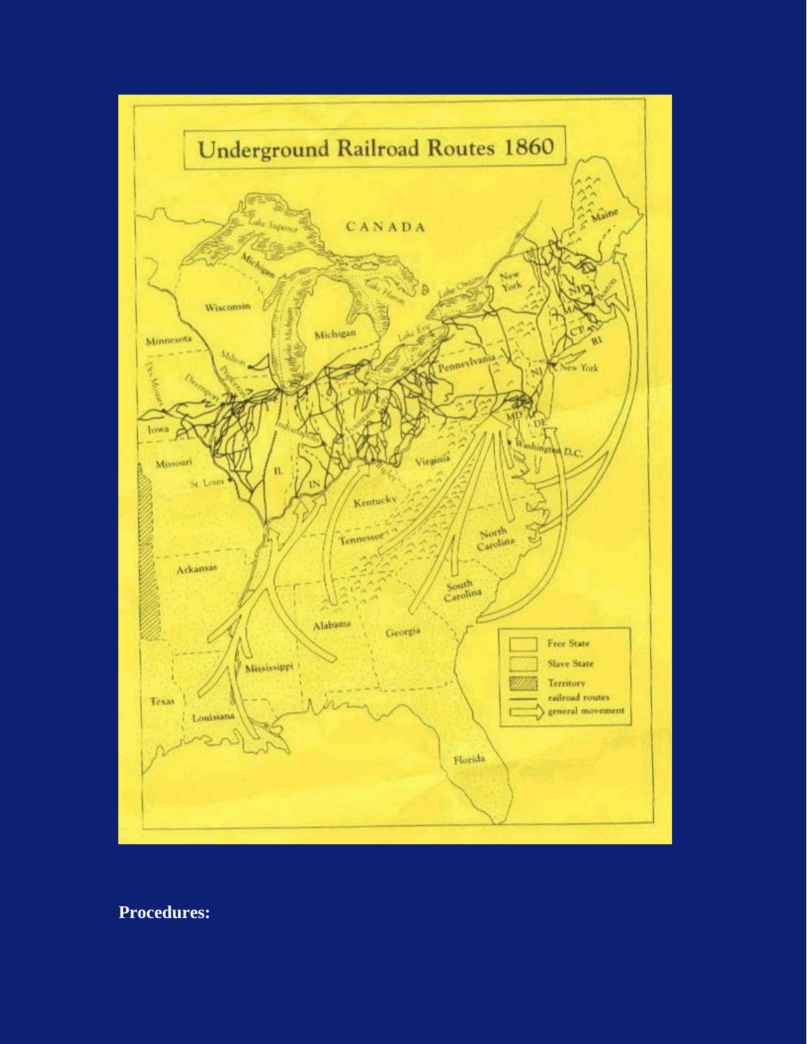**Procedures:**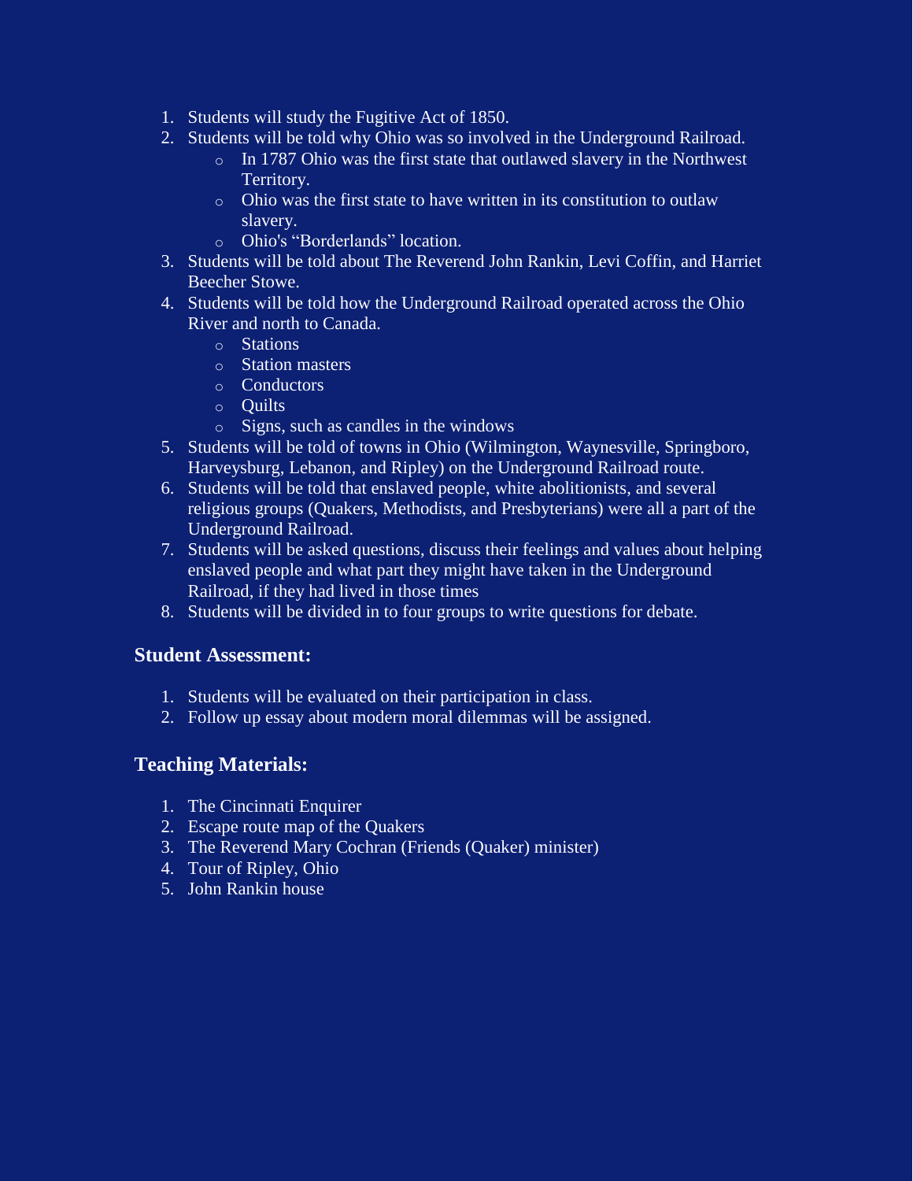1. Students will study the Fugitive Act of 1850.
2. Students will be told why Ohio was so involved in the Underground Railroad.
   - In 1787 Ohio was the first state that outlawed slavery in the Northwest Territory.
   - Ohio was the first state to have written in its constitution to outlaw slavery.
   - Ohio's "Borderlands" location.
3. Students will be told about The Reverend John Rankin, Levi Coffin, and Harriet Beecher Stowe.
4. Students will be told how the Underground Railroad operated across the Ohio River and north to Canada.
   - Stations
   - Station masters
   - Conductors
   - Quilts
   - Signs, such as candles in the windows
5. Students will be told of towns in Ohio (Wilmington, Waynesville, Springboro, Harveysburg, Lebanon, and Ripley) on the Underground Railroad route.
6. Students will be told that enslaved people, white abolitionists, and several religious groups (Quakers, Methodists, and Presbyterians) were all a part of the Underground Railroad.
7. Students will be asked questions, discuss their feelings and values about helping enslaved people and what part they might have taken in the Underground Railroad, if they had lived in those times
8. Students will be divided in to four groups to write questions for debate.

### Student Assessment:

1. Students will be evaluated on their participation in class.
2. Follow up essay about modern moral dilemmas will be assigned.

### Teaching Materials:

1. The Cincinnati Enquirer
2. Escape route map of the Quakers
3. The Reverend Mary Cochran (Friends (Quaker) minister)
4. Tour of Ripley, Ohio
5. John Rankin house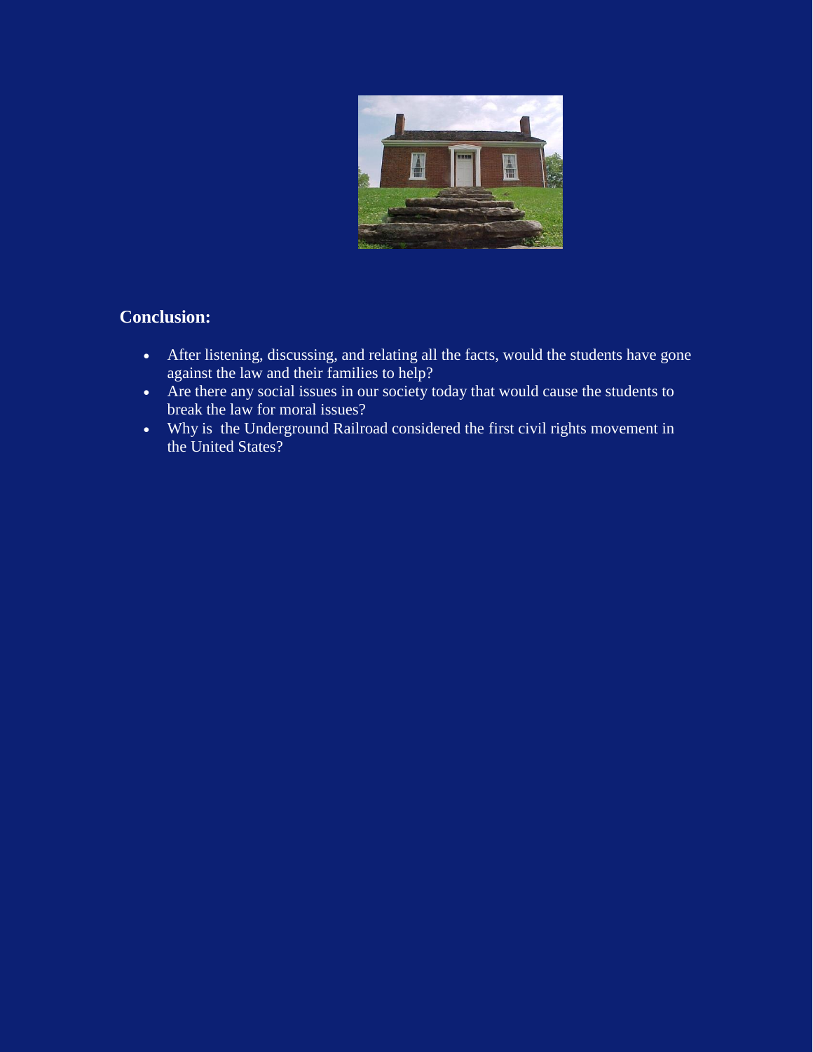**Conclusion:**

- After listening, discussing, and relating all the facts, would the students have gone against the law and their families to help?
- Are there any social issues in our society today that would cause the students to break the law for moral issues?
- Why is the Underground Railroad considered the first civil rights movement in the United States?